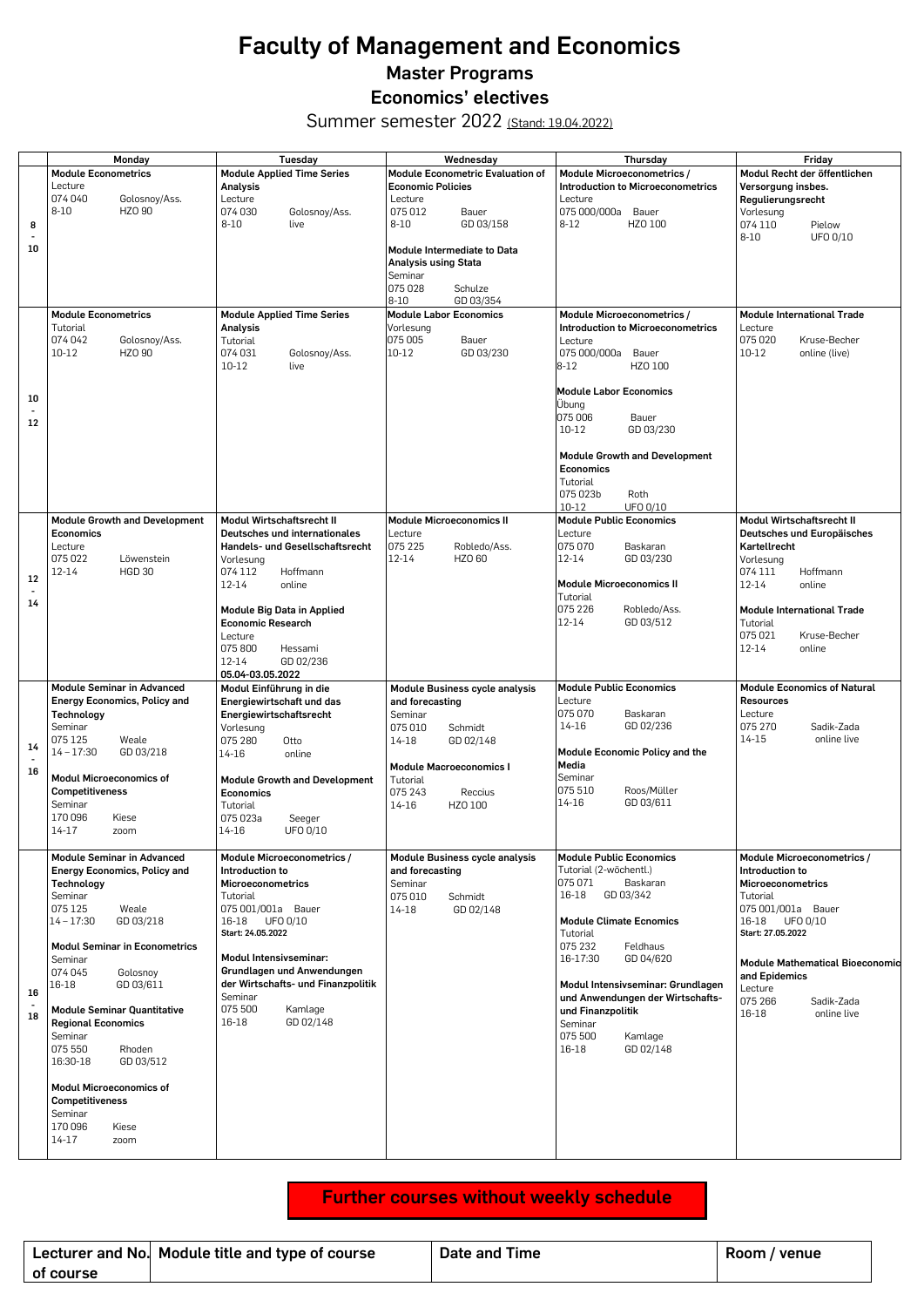# Faculty of Management and Economics

## Master Programs

## Economics' electives

Summer semester 2022 (Stand: 19.04.2022)

| | Monday | Tuesday | Wednesday | Thursday | Friday |
|---|---|---|---|---|---|
| 8 - 10 | **Module Econometrics** Lecture 074 040 Golosnoy/Ass. 8-10 HZO 90 | **Module Applied Time Series Analysis** Lecture 074 030 Golosnoy/Ass. 8-10 live | **Module Econometric Evaluation of Economic Policies** Lecture 075 012 Bauer 8-10 GD 03/158<br><br>**Module Intermediate to Data Analysis using Stata** Seminar 075 028 Schulze 8-10 GD 03/354 | **Module Microeconometrics / Introduction to Microeconometrics** Lecture 075 000/000a Bauer 8-12 HZO 100 | **Modul Recht der öffentlichen Versorgung insbes. Regulierungsrecht** Vorlesung 074 110 Pielow 8-10 UFO 0/10 |
| 10 - 12 | **Module Econometrics** Tutorial 074 042 Golosnoy/Ass. 10-12 HZO 90 | **Module Applied Time Series Analysis** Tutorial 074 031 Golosnoy/Ass. 10-12 live | **Module Labor Economics** Vorlesung 075 005 Bauer 10-12 GD 03/230 | **Module Microeconometrics / Introduction to Microeconometrics** Lecture 075 000/000a Bauer 8-12 HZO 100<br><br>**Module Labor Economics** Übung 075 006 Bauer 10-12 GD 03/230<br><br>**Module Growth and Development Economics** Tutorial 075 023b Roth 10-12 UFO 0/10 | **Module International Trade** Lecture 075 020 Kruse-Becher 10-12 online (live) |
| 12 - 14 | **Module Growth and Development Economics** Lecture 075 022 Löwenstein 12-14 HGD 30 | **Modul Wirtschaftsrecht II Deutsches und internationales Handels- und Gesellschaftsrecht** Vorlesung 074 112 Hoffmann 12-14 online<br><br>**Module Big Data in Applied Economic Research** Lecture 075 800 Hessami 12-14 GD 02/236 05.04-03.05.2022 | **Module Microeconomics II** Lecture 075 225 Robledo/Ass. 12-14 HZO 60 | **Module Public Economics** Lecture 075 070 Baskaran 12-14 GD 03/230<br><br>**Module Microeconomics II** Tutorial 075 226 Robledo/Ass. 12-14 GD 03/512 | **Modul Wirtschaftsrecht II Deutsches und Europäisches Kartellrecht** Vorlesung 074 111 Hoffmann 12-14 online<br><br>**Module International Trade** Tutorial 075 021 Kruse-Becher 12-14 online |
| 14 - 16 | **Module Seminar in Advanced Energy Economics, Policy and Technology** Seminar 075 125 Weale 14 – 17:30 GD 03/218<br><br>**Modul Microeconomics of Competitiveness** Seminar 170 096 Kiese 14-17 zoom | **Modul Einführung in die Energiewirtschaft und das Energiewirtschaftsrecht** Vorlesung 075 280 Otto 14-16 online<br><br>**Module Growth and Development Economics** Tutorial 075 023a Seeger 14-16 UFO 0/10 | **Module Business cycle analysis and forecasting** Seminar 075 010 Schmidt 14-18 GD 02/148<br><br>**Module Macroeconomics I** Tutorial 075 243 Reccius 14-16 HZO 100 | **Module Public Economics** Lecture 075 070 Baskaran 14-16 GD 02/236<br><br>**Module Economic Policy and the Media** Seminar 075 510 Roos/Müller 14-16 GD 03/611 | **Module Economics of Natural Resources** Lecture 075 270 Sadik-Zada 14-15 online live |
| 16 - 18 | **Module Seminar in Advanced Energy Economics, Policy and Technology** Seminar 075 125 Weale 14 – 17:30 GD 03/218<br><br>**Modul Seminar in Econometrics** Seminar 074 045 Golosnoy 16-18 GD 03/611<br><br>**Module Seminar Quantitative Regional Economics** Seminar 075 550 Rhoden 16:30-18 GD 03/512<br><br>**Modul Microeconomics of Competitiveness** Seminar 170 096 Kiese 14-17 zoom | **Module Microeconometrics / Introduction to Microeconometrics** Tutorial 075 001/001a Bauer 16-18 UFO 0/10 Start: 24.05.2022<br><br>**Modul Intensivseminar: Grundlagen und Anwendungen der Wirtschafts- und Finanzpolitik** Seminar 075 500 Kamlage 16-18 GD 02/148 | **Module Business cycle analysis and forecasting** Seminar 075 010 Schmidt 14-18 GD 02/148 | **Module Public Economics** Tutorial (2-wöchentl.) 075 071 Baskaran 16-18 GD 03/342<br><br>**Module Climate Ecnomics** Tutorial 075 232 Feldhaus 16-17:30 GD 04/620<br><br>**Modul Intensivseminar: Grundlagen und Anwendungen der Wirtschafts- und Finanzpolitik** Seminar 075 500 Kamlage 16-18 GD 02/148 | **Module Microeconometrics / Introduction to Microeconometrics** Tutorial 075 001/001a Bauer 16-18 UFO 0/10 Start: 27.05.2022<br><br>**Module Mathematical Bioeconomic and Epidemics** Lecture 075 266 Sadik-Zada 16-18 online live |

## Further courses without weekly schedule

| Lecturer and No. of course | Module title and type of course | Date and Time | Room / venue |
|---|---|---|---|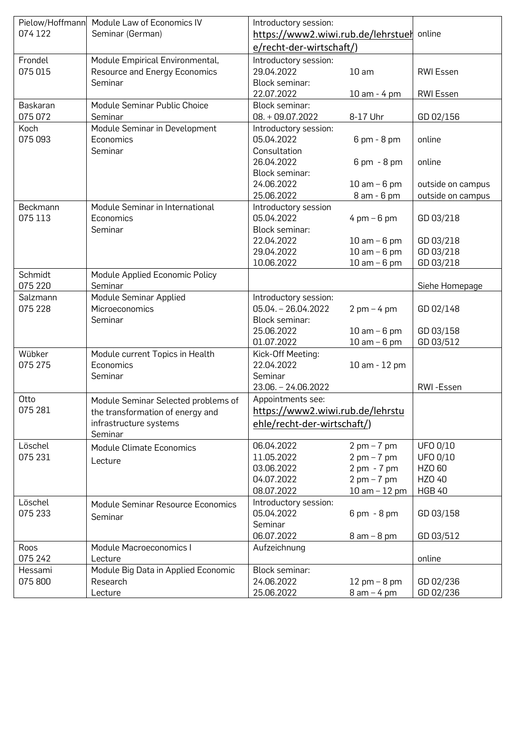| | | | | |
|---|---|---|---|---|
| Pielow/Hoffmann<br>074 122 | Module Law of Economics IV<br>Seminar (German) | Introductory session:<br>https://www2.wiwi.rub.de/lehrstuehe/recht-der-wirtschaft/) | | online |
| Frondel<br>075 015 | Module Empirical Environmental, Resource and Energy Economics<br>Seminar | Introductory session:<br>29.04.2022<br>Block seminar:<br>22.07.2022 | 10 am<br><br><br>10 am - 4 pm | RWI Essen<br><br>RWI Essen |
| Baskaran<br>075 072 | Module Seminar Public Choice<br>Seminar | Block seminar:<br>08. + 09.07.2022 | 8-17 Uhr | GD 02/156 |
| Koch<br>075 093 | Module Seminar in Development Economics<br>Seminar | Introductory session:<br>05.04.2022<br>Consultation<br>26.04.2022<br>Block seminar:<br>24.06.2022<br>25.06.2022 | 6 pm - 8 pm<br><br>6 pm - 8 pm<br><br>10 am – 6 pm<br>8 am - 6 pm | online<br><br>online<br><br>outside on campus<br>outside on campus |
| Beckmann<br>075 113 | Module Seminar in International Economics<br>Seminar | Introductory session<br>05.04.2022<br>Block seminar:<br>22.04.2022<br>29.04.2022<br>10.06.2022 | 4 pm – 6 pm<br><br>10 am – 6 pm<br>10 am – 6 pm<br>10 am – 6 pm | GD 03/218<br><br>GD 03/218<br>GD 03/218<br>GD 03/218 |
| Schmidt<br>075 220 | Module Applied Economic Policy<br>Seminar | | | Siehe Homepage |
| Salzmann<br>075 228 | Module Seminar Applied Microeconomics<br>Seminar | Introductory session:<br>05.04. – 26.04.2022<br>Block seminar:<br>25.06.2022<br>01.07.2022 | 2 pm – 4 pm<br><br>10 am – 6 pm<br>10 am – 6 pm | GD 02/148<br><br>GD 03/158<br>GD 03/512 |
| Wübker<br>075 275 | Module current Topics in Health Economics<br>Seminar | Kick-Off Meeting:<br>22.04.2022<br>Seminar<br>23.06. – 24.06.2022 | 10 am - 12 pm | <br><br><br>RWI -Essen |
| Otto<br>075 281 | Module Seminar Selected problems of the transformation of energy and infrastructure systems<br>Seminar | Appointments see:<br>https://www2.wiwi.rub.de/lehrstuehle/recht-der-wirtschaft/) | | |
| Löschel<br>075 231 | Module Climate Economics<br>Lecture | 06.04.2022<br>11.05.2022<br>03.06.2022<br>04.07.2022<br>08.07.2022 | 2 pm – 7 pm<br>2 pm – 7 pm<br>2 pm - 7 pm<br>2 pm – 7 pm<br>10 am – 12 pm | UFO 0/10<br>UFO 0/10<br>HZO 60<br>HZO 40<br>HGB 40 |
| Löschel<br>075 233 | Module Seminar Resource Economics<br>Seminar | Introductory session:<br>05.04.2022<br>Seminar<br>06.07.2022 | 6 pm - 8 pm<br><br>8 am – 8 pm | GD 03/158<br><br>GD 03/512 |
| Roos<br>075 242 | Module Macroeconomics I<br>Lecture | Aufzeichnung | | online |
| Hessami<br>075 800 | Module Big Data in Applied Economic Research<br>Lecture | Block seminar:<br>24.06.2022<br>25.06.2022 | 12 pm – 8 pm<br>8 am – 4 pm | GD 02/236<br>GD 02/236 |